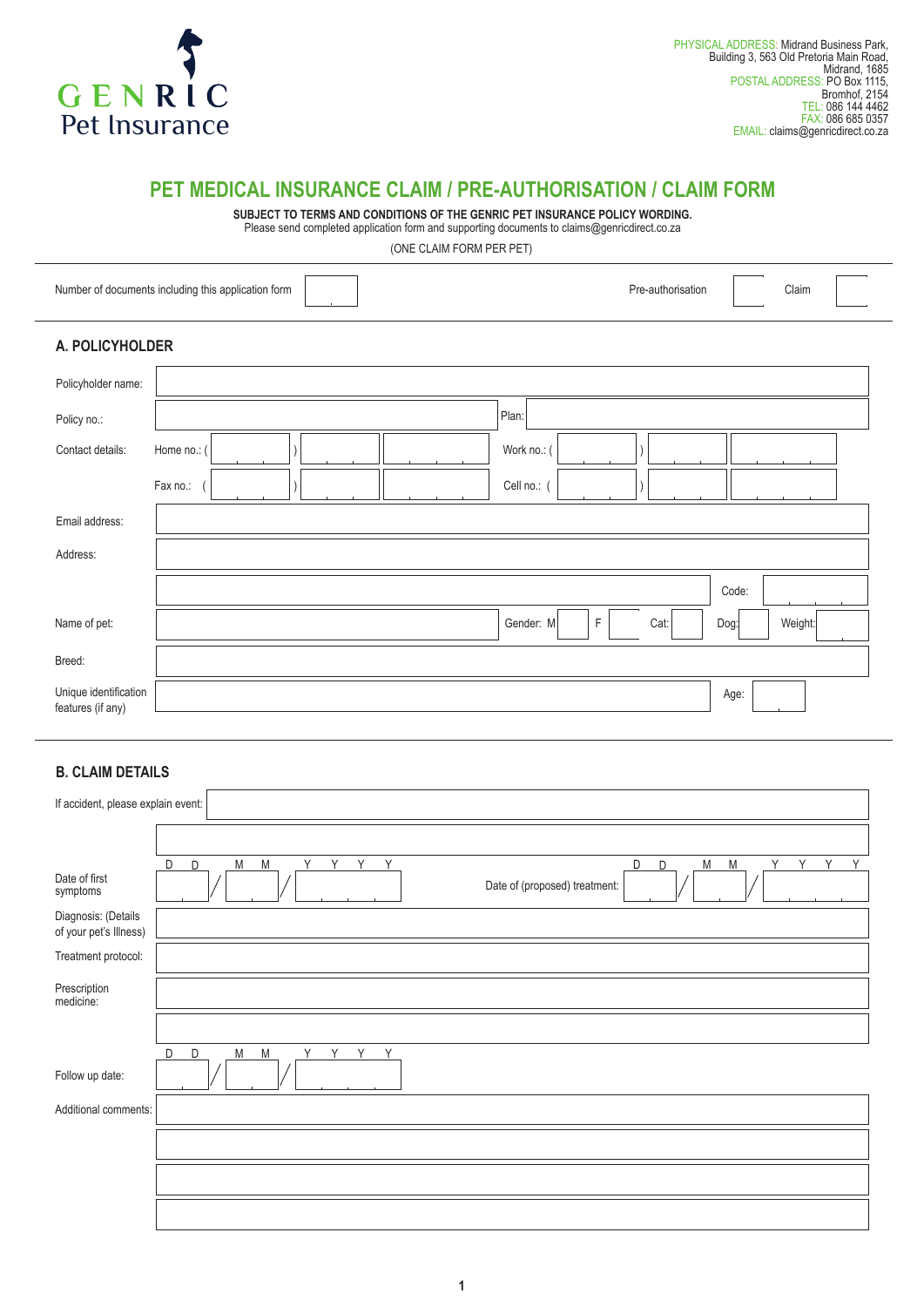GENRIC Pet Insurance

PHYSICAL ADDRESS: Midrand Business Park, Building 3, 563 Old Pretoria Main Road, Midrand, 1685
POSTAL ADDRESS: PO Box 1115, Bromhof, 2154
TEL: 086 144 4462
FAX: 086 685 0357
EMAIL: claims@genricdirect.co.za

# PET MEDICAL INSURANCE CLAIM / PRE-AUTHORISATION / CLAIM FORM

**SUBJECT TO TERMS AND CONDITIONS OF THE GENRIC PET INSURANCE POLICY WORDING.**
Please send completed application form and supporting documents to claims@genricdirect.co.za

(ONE CLAIM FORM PER PET)

Number of documents including this application form [ ]     Pre-authorisation [ ]     Claim [ ]

## A. POLICYHOLDER

| | | | |
|---|---|---|---|
| Policyholder name: | | | |
| Policy no.: | | Plan: | |
| Contact details: | Home no.: ( ) | Work no.: ( ) | |
| | Fax no.: ( ) | Cell no.: ( ) | |
| Email address: | | | |
| Address: | | | |
| | | Code: | |
| Name of pet: | | Gender: M [ ] F [ ] | Cat: [ ] Dog: [ ] Weight: [ ] |
| Breed: | | | |
| Unique identification features (if any) | | Age: | |

## B. CLAIM DETAILS

| | | | |
|---|---|---|---|
| If accident, please explain event: | | | |
| | | | |
| Date of first symptoms | DD / MM / YYYY | Date of (proposed) treatment: | DD / MM / YYYY |
| Diagnosis: (Details of your pet's Illness) | | | |
| Treatment protocol: | | | |
| Prescription medicine: | | | |
| | | | |
| Follow up date: | DD / MM / YYYY | | |
| Additional comments: | | | |
| | | | |
| | | | |
| | | | |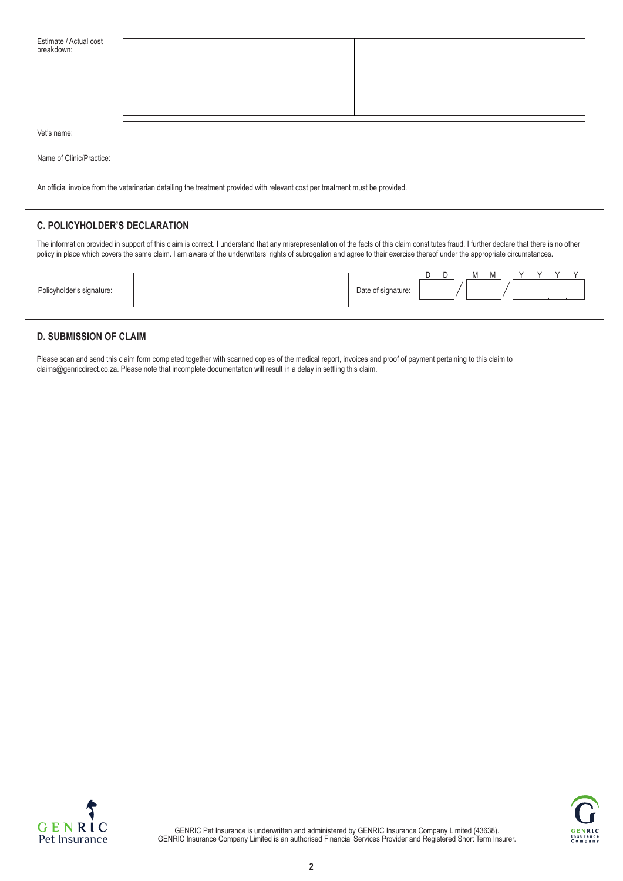| | | |
|---|---|---|
| Estimate / Actual cost breakdown: | | |
| | | |
| | | |

| | |
|---|---|
| Vet's name: | |
| Name of Clinic/Practice: | |

An official invoice from the veterinarian detailing the treatment provided with relevant cost per treatment must be provided.

## C. POLICYHOLDER'S DECLARATION

The information provided in support of this claim is correct. I understand that any misrepresentation of the facts of this claim constitutes fraud. I further declare that there is no other policy in place which covers the same claim. I am aware of the underwriters' rights of subrogation and agree to their exercise thereof under the appropriate circumstances.

| | | | |
|---|---|---|---|
| Policyholder's signature: | | Date of signature: | D D / M M / Y Y Y Y |

## D. SUBMISSION OF CLAIM

Please scan and send this claim form completed together with scanned copies of the medical report, invoices and proof of payment pertaining to this claim to claims@genricdirect.co.za. Please note that incomplete documentation will result in a delay in settling this claim.

GENRIC Pet Insurance

GENRIC Pet Insurance is underwritten and administered by GENRIC Insurance Company Limited (43638).
GENRIC Insurance Company Limited is an authorised Financial Services Provider and Registered Short Term Insurer.

GENRIC Insurance Company